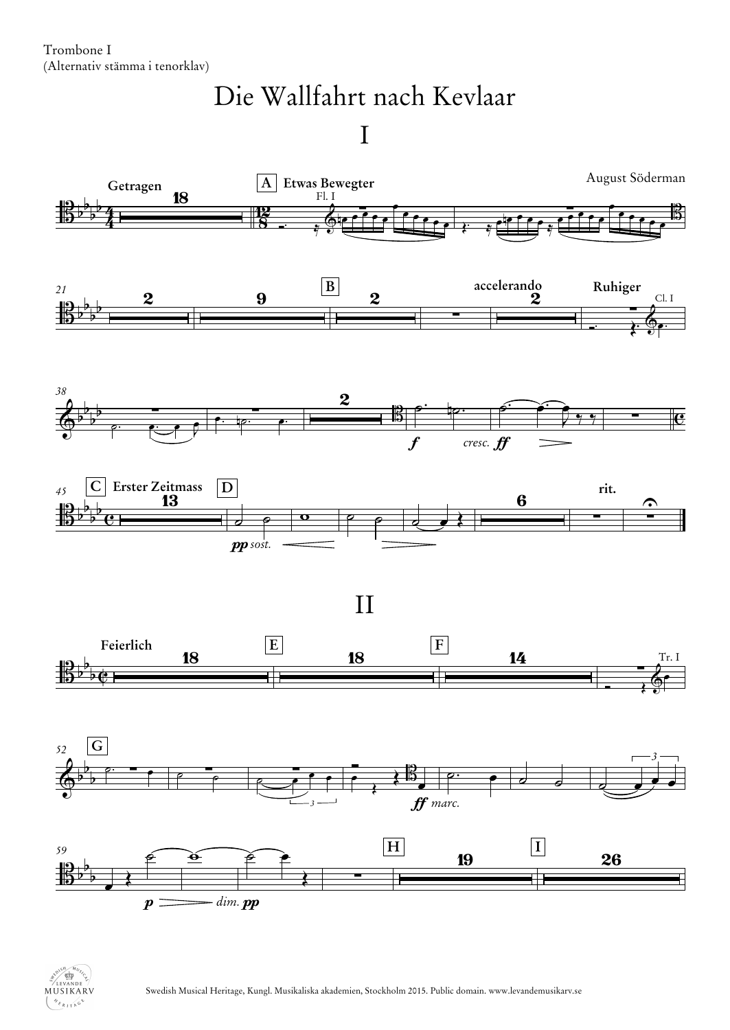Trombone I
(Alternativ stämma i tenorklav)

# Die Wallfahrt nach Kevlaar

## I

August Söderman

## II

Swedish Musical Heritage, Kungl. Musikaliska akademien, Stockholm 2015. Public domain. www.levandemusikarv.se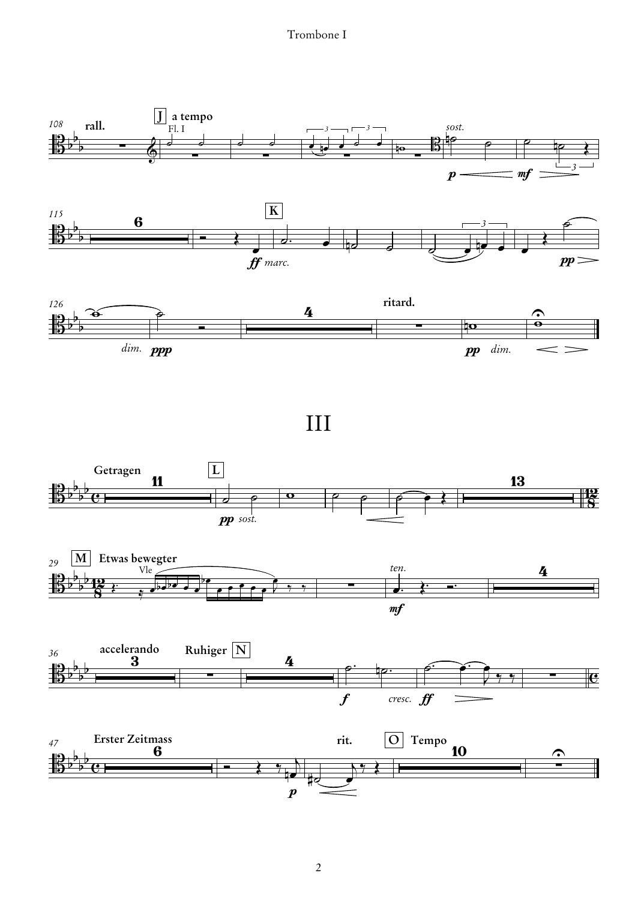# III